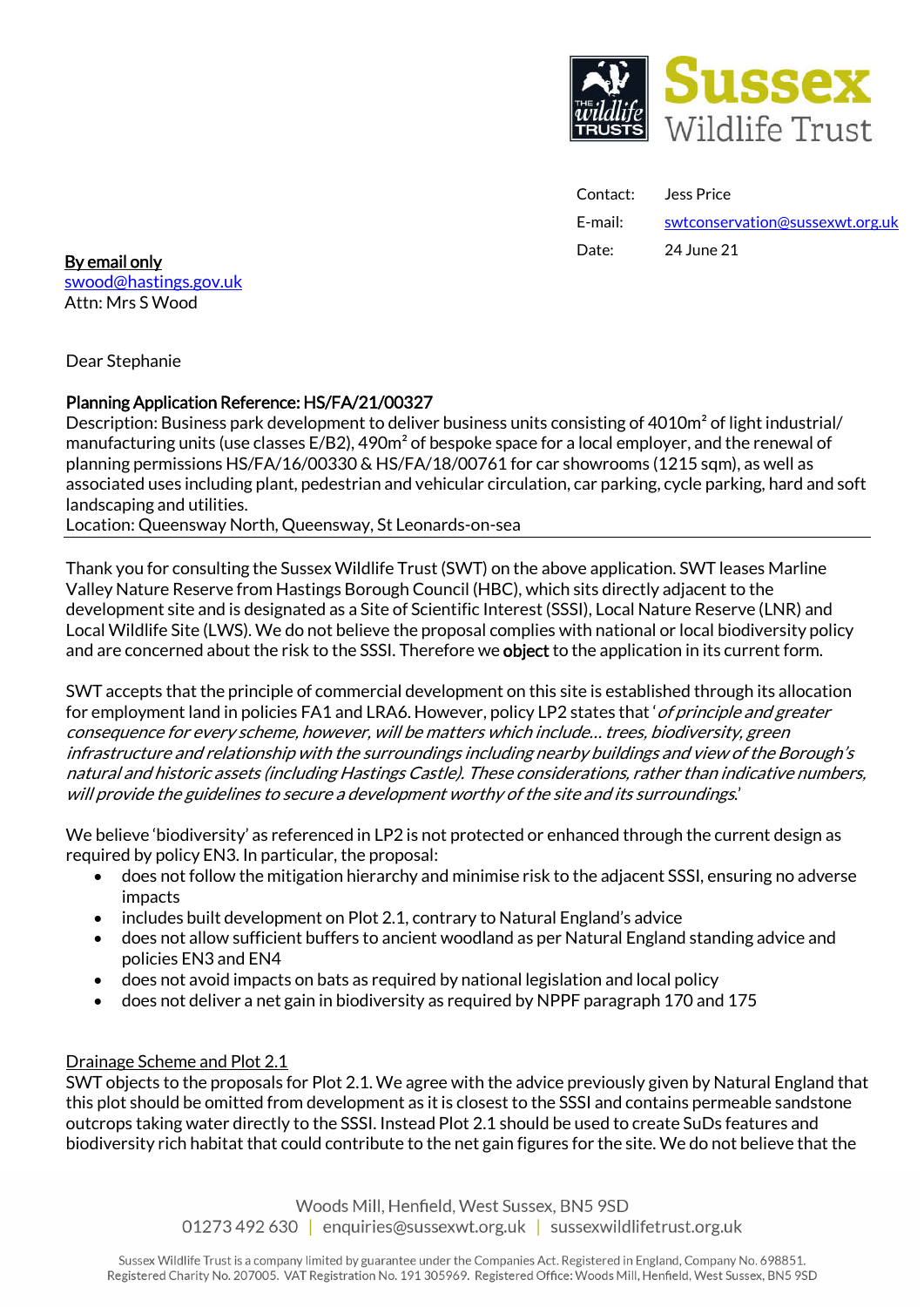Sussex Wildlife Trust

Contact: Jess Price
E-mail: swtconservation@sussexwt.org.uk
Date: 24 June 21

**By email only**
swood@hastings.gov.uk
Attn: Mrs S Wood

Dear Stephanie

**Planning Application Reference: HS/FA/21/00327**
Description: Business park development to deliver business units consisting of 4010m² of light industrial/ manufacturing units (use classes E/B2), 490m² of bespoke space for a local employer, and the renewal of planning permissions HS/FA/16/00330 & HS/FA/18/00761 for car showrooms (1215 sqm), as well as associated uses including plant, pedestrian and vehicular circulation, car parking, cycle parking, hard and soft landscaping and utilities.
Location: Queensway North, Queensway, St Leonards-on-sea

---

Thank you for consulting the Sussex Wildlife Trust (SWT) on the above application. SWT leases Marline Valley Nature Reserve from Hastings Borough Council (HBC), which sits directly adjacent to the development site and is designated as a Site of Scientific Interest (SSSI), Local Nature Reserve (LNR) and Local Wildlife Site (LWS). We do not believe the proposal complies with national or local biodiversity policy and are concerned about the risk to the SSSI. Therefore we **object** to the application in its current form.

SWT accepts that the principle of commercial development on this site is established through its allocation for employment land in policies FA1 and LRA6. However, policy LP2 states that '*of principle and greater consequence for every scheme, however, will be matters which include… trees, biodiversity, green infrastructure and relationship with the surroundings including nearby buildings and view of the Borough's natural and historic assets (including Hastings Castle). These considerations, rather than indicative numbers, will provide the guidelines to secure a development worthy of the site and its surroundings*.'

We believe 'biodiversity' as referenced in LP2 is not protected or enhanced through the current design as required by policy EN3. In particular, the proposal:

- does not follow the mitigation hierarchy and minimise risk to the adjacent SSSI, ensuring no adverse impacts
- includes built development on Plot 2.1, contrary to Natural England's advice
- does not allow sufficient buffers to ancient woodland as per Natural England standing advice and policies EN3 and EN4
- does not avoid impacts on bats as required by national legislation and local policy
- does not deliver a net gain in biodiversity as required by NPPF paragraph 170 and 175

<u>Drainage Scheme and Plot 2.1</u>

SWT objects to the proposals for Plot 2.1. We agree with the advice previously given by Natural England that this plot should be omitted from development as it is closest to the SSSI and contains permeable sandstone outcrops taking water directly to the SSSI. Instead Plot 2.1 should be used to create SuDs features and biodiversity rich habitat that could contribute to the net gain figures for the site. We do not believe that the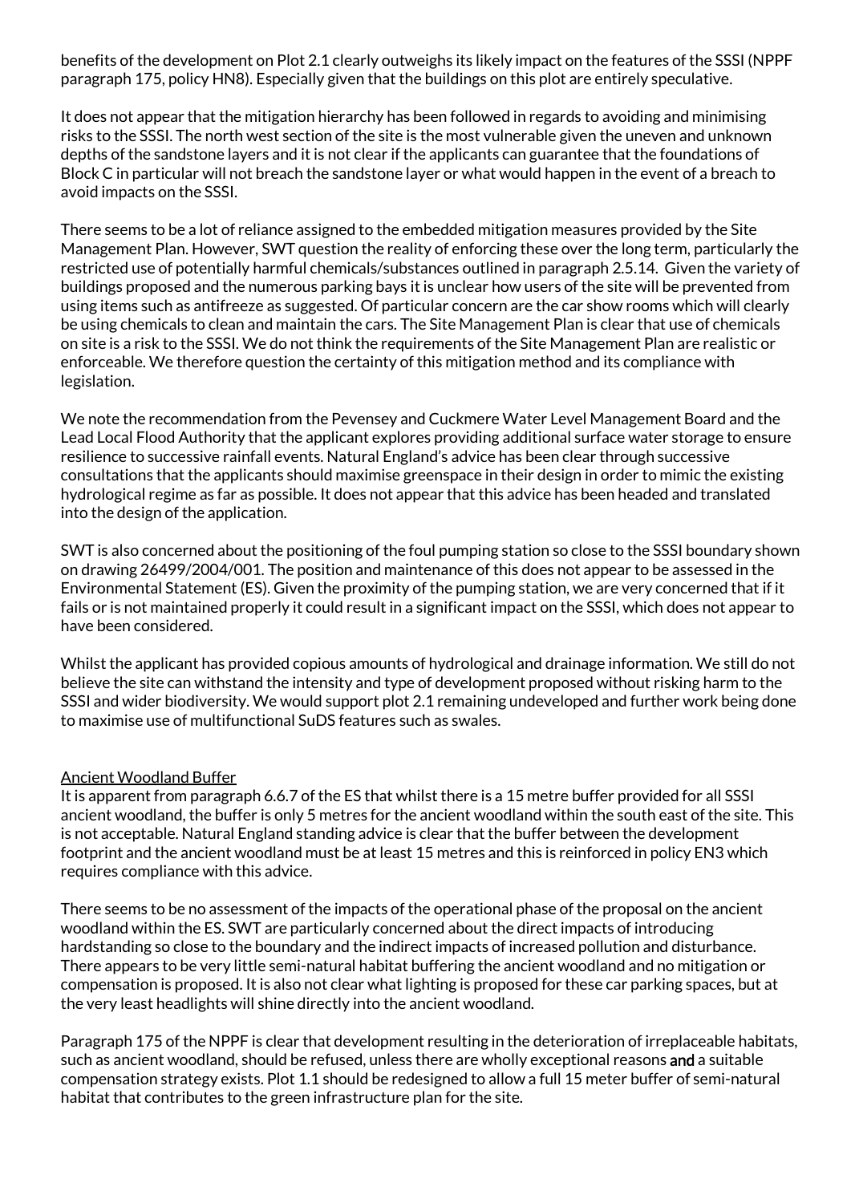benefits of the development on Plot 2.1 clearly outweighs its likely impact on the features of the SSSI (NPPF paragraph 175, policy HN8). Especially given that the buildings on this plot are entirely speculative.

It does not appear that the mitigation hierarchy has been followed in regards to avoiding and minimising risks to the SSSI. The north west section of the site is the most vulnerable given the uneven and unknown depths of the sandstone layers and it is not clear if the applicants can guarantee that the foundations of Block C in particular will not breach the sandstone layer or what would happen in the event of a breach to avoid impacts on the SSSI.

There seems to be a lot of reliance assigned to the embedded mitigation measures provided by the Site Management Plan. However, SWT question the reality of enforcing these over the long term, particularly the restricted use of potentially harmful chemicals/substances outlined in paragraph 2.5.14. Given the variety of buildings proposed and the numerous parking bays it is unclear how users of the site will be prevented from using items such as antifreeze as suggested. Of particular concern are the car show rooms which will clearly be using chemicals to clean and maintain the cars. The Site Management Plan is clear that use of chemicals on site is a risk to the SSSI. We do not think the requirements of the Site Management Plan are realistic or enforceable. We therefore question the certainty of this mitigation method and its compliance with legislation.

We note the recommendation from the Pevensey and Cuckmere Water Level Management Board and the Lead Local Flood Authority that the applicant explores providing additional surface water storage to ensure resilience to successive rainfall events. Natural England's advice has been clear through successive consultations that the applicants should maximise greenspace in their design in order to mimic the existing hydrological regime as far as possible. It does not appear that this advice has been headed and translated into the design of the application.

SWT is also concerned about the positioning of the foul pumping station so close to the SSSI boundary shown on drawing 26499/2004/001. The position and maintenance of this does not appear to be assessed in the Environmental Statement (ES). Given the proximity of the pumping station, we are very concerned that if it fails or is not maintained properly it could result in a significant impact on the SSSI, which does not appear to have been considered.

Whilst the applicant has provided copious amounts of hydrological and drainage information. We still do not believe the site can withstand the intensity and type of development proposed without risking harm to the SSSI and wider biodiversity. We would support plot 2.1 remaining undeveloped and further work being done to maximise use of multifunctional SuDS features such as swales.

<u>Ancient Woodland Buffer</u>

It is apparent from paragraph 6.6.7 of the ES that whilst there is a 15 metre buffer provided for all SSSI ancient woodland, the buffer is only 5 metres for the ancient woodland within the south east of the site. This is not acceptable. Natural England standing advice is clear that the buffer between the development footprint and the ancient woodland must be at least 15 metres and this is reinforced in policy EN3 which requires compliance with this advice.

There seems to be no assessment of the impacts of the operational phase of the proposal on the ancient woodland within the ES. SWT are particularly concerned about the direct impacts of introducing hardstanding so close to the boundary and the indirect impacts of increased pollution and disturbance. There appears to be very little semi-natural habitat buffering the ancient woodland and no mitigation or compensation is proposed. It is also not clear what lighting is proposed for these car parking spaces, but at the very least headlights will shine directly into the ancient woodland.

Paragraph 175 of the NPPF is clear that development resulting in the deterioration of irreplaceable habitats, such as ancient woodland, should be refused, unless there are wholly exceptional reasons **and** a suitable compensation strategy exists. Plot 1.1 should be redesigned to allow a full 15 meter buffer of semi-natural habitat that contributes to the green infrastructure plan for the site.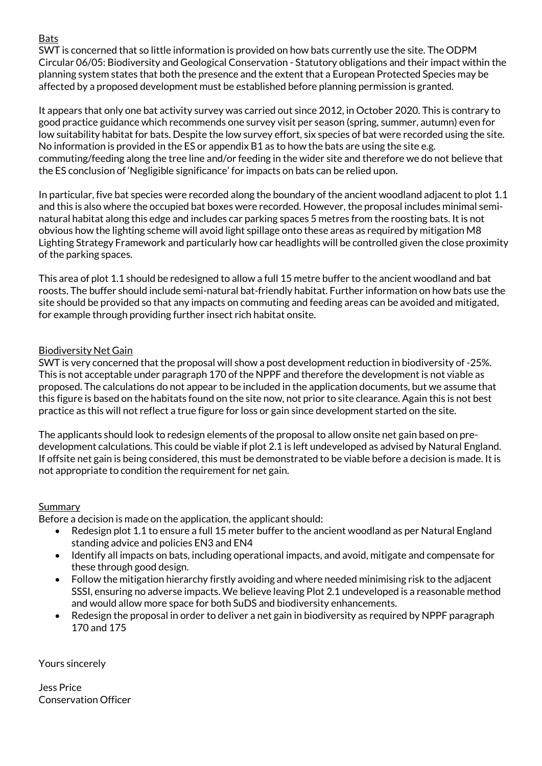Bats

SWT is concerned that so little information is provided on how bats currently use the site. The ODPM Circular 06/05: Biodiversity and Geological Conservation - Statutory obligations and their impact within the planning system states that both the presence and the extent that a European Protected Species may be affected by a proposed development must be established before planning permission is granted.

It appears that only one bat activity survey was carried out since 2012, in October 2020. This is contrary to good practice guidance which recommends one survey visit per season (spring, summer, autumn) even for low suitability habitat for bats. Despite the low survey effort, six species of bat were recorded using the site. No information is provided in the ES or appendix B1 as to how the bats are using the site e.g. commuting/feeding along the tree line and/or feeding in the wider site and therefore we do not believe that the ES conclusion of 'Negligible significance' for impacts on bats can be relied upon.

In particular, five bat species were recorded along the boundary of the ancient woodland adjacent to plot 1.1 and this is also where the occupied bat boxes were recorded. However, the proposal includes minimal semi-natural habitat along this edge and includes car parking spaces 5 metres from the roosting bats. It is not obvious how the lighting scheme will avoid light spillage onto these areas as required by mitigation M8 Lighting Strategy Framework and particularly how car headlights will be controlled given the close proximity of the parking spaces.

This area of plot 1.1 should be redesigned to allow a full 15 metre buffer to the ancient woodland and bat roosts. The buffer should include semi-natural bat-friendly habitat. Further information on how bats use the site should be provided so that any impacts on commuting and feeding areas can be avoided and mitigated, for example through providing further insect rich habitat onsite.

Biodiversity Net Gain

SWT is very concerned that the proposal will show a post development reduction in biodiversity of -25%. This is not acceptable under paragraph 170 of the NPPF and therefore the development is not viable as proposed. The calculations do not appear to be included in the application documents, but we assume that this figure is based on the habitats found on the site now, not prior to site clearance. Again this is not best practice as this will not reflect a true figure for loss or gain since development started on the site.

The applicants should look to redesign elements of the proposal to allow onsite net gain based on pre-development calculations. This could be viable if plot 2.1 is left undeveloped as advised by Natural England. If offsite net gain is being considered, this must be demonstrated to be viable before a decision is made. It is not appropriate to condition the requirement for net gain.

Summary

Before a decision is made on the application, the applicant should:

- Redesign plot 1.1 to ensure a full 15 meter buffer to the ancient woodland as per Natural England standing advice and policies EN3 and EN4
- Identify all impacts on bats, including operational impacts, and avoid, mitigate and compensate for these through good design.
- Follow the mitigation hierarchy firstly avoiding and where needed minimising risk to the adjacent SSSI, ensuring no adverse impacts. We believe leaving Plot 2.1 undeveloped is a reasonable method and would allow more space for both SuDS and biodiversity enhancements.
- Redesign the proposal in order to deliver a net gain in biodiversity as required by NPPF paragraph 170 and 175

Yours sincerely

Jess Price
Conservation Officer